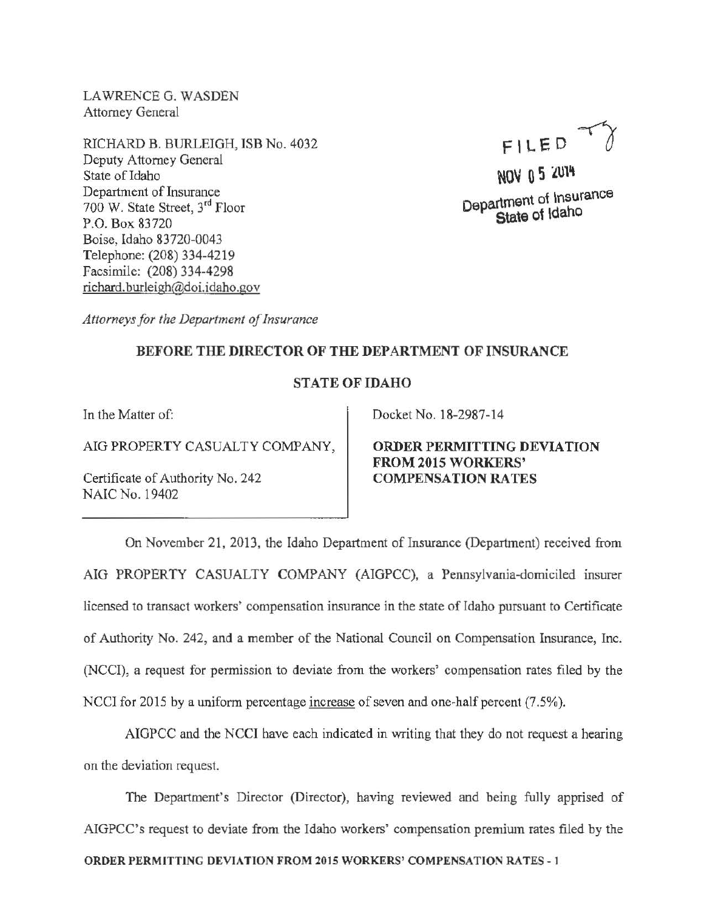LAWRENCE G. WASDEN
Attorney General

RICHARD B. BURLEIGH, ISB No. 4032
Deputy Attorney General
State of Idaho
Department of Insurance
700 W. State Street, 3rd Floor
P.O. Box 83720
Boise, Idaho 83720-0043
Telephone: (208) 334-4219
Facsimile: (208) 334-4298
richard.burleigh@doi.idaho.gov

FILED
NOV 05 2014
Department of Insurance
State of Idaho

*Attorneys for the Department of Insurance*

**BEFORE THE DIRECTOR OF THE DEPARTMENT OF INSURANCE**

**STATE OF IDAHO**

In the Matter of:

AIG PROPERTY CASUALTY COMPANY,

Certificate of Authority No. 242
NAIC No. 19402

Docket No. 18-2987-14

**ORDER PERMITTING DEVIATION FROM 2015 WORKERS' COMPENSATION RATES**

On November 21, 2013, the Idaho Department of Insurance (Department) received from AIG PROPERTY CASUALTY COMPANY (AIGPCC), a Pennsylvania-domiciled insurer licensed to transact workers' compensation insurance in the state of Idaho pursuant to Certificate of Authority No. 242, and a member of the National Council on Compensation Insurance, Inc. (NCCI), a request for permission to deviate from the workers' compensation rates filed by the NCCI for 2015 by a uniform percentage <u>increase</u> of seven and one-half percent (7.5%).

AIGPCC and the NCCI have each indicated in writing that they do not request a hearing on the deviation request.

The Department's Director (Director), having reviewed and being fully apprised of AIGPCC's request to deviate from the Idaho workers' compensation premium rates filed by the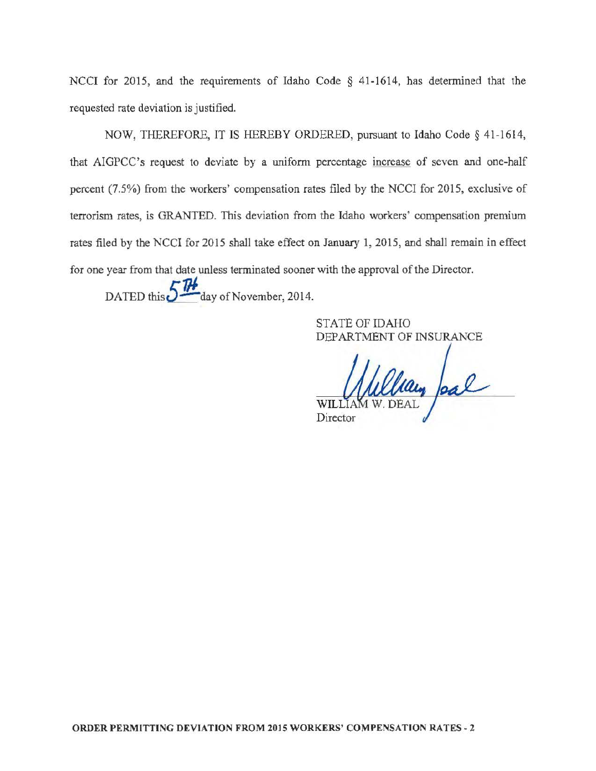NCCI for 2015, and the requirements of Idaho Code § 41-1614, has determined that the requested rate deviation is justified.

NOW, THEREFORE, IT IS HEREBY ORDERED, pursuant to Idaho Code § 41-1614, that AIGPCC's request to deviate by a uniform percentage increase of seven and one-half percent (7.5%) from the workers' compensation rates filed by the NCCI for 2015, exclusive of terrorism rates, is GRANTED. This deviation from the Idaho workers' compensation premium rates filed by the NCCI for 2015 shall take effect on January 1, 2015, and shall remain in effect for one year from that date unless terminated sooner with the approval of the Director.

DATED this 5TH day of November, 2014.

STATE OF IDAHO
DEPARTMENT OF INSURANCE

WILLIAM W. DEAL
Director

ORDER PERMITTING DEVIATION FROM 2015 WORKERS' COMPENSATION RATES - 2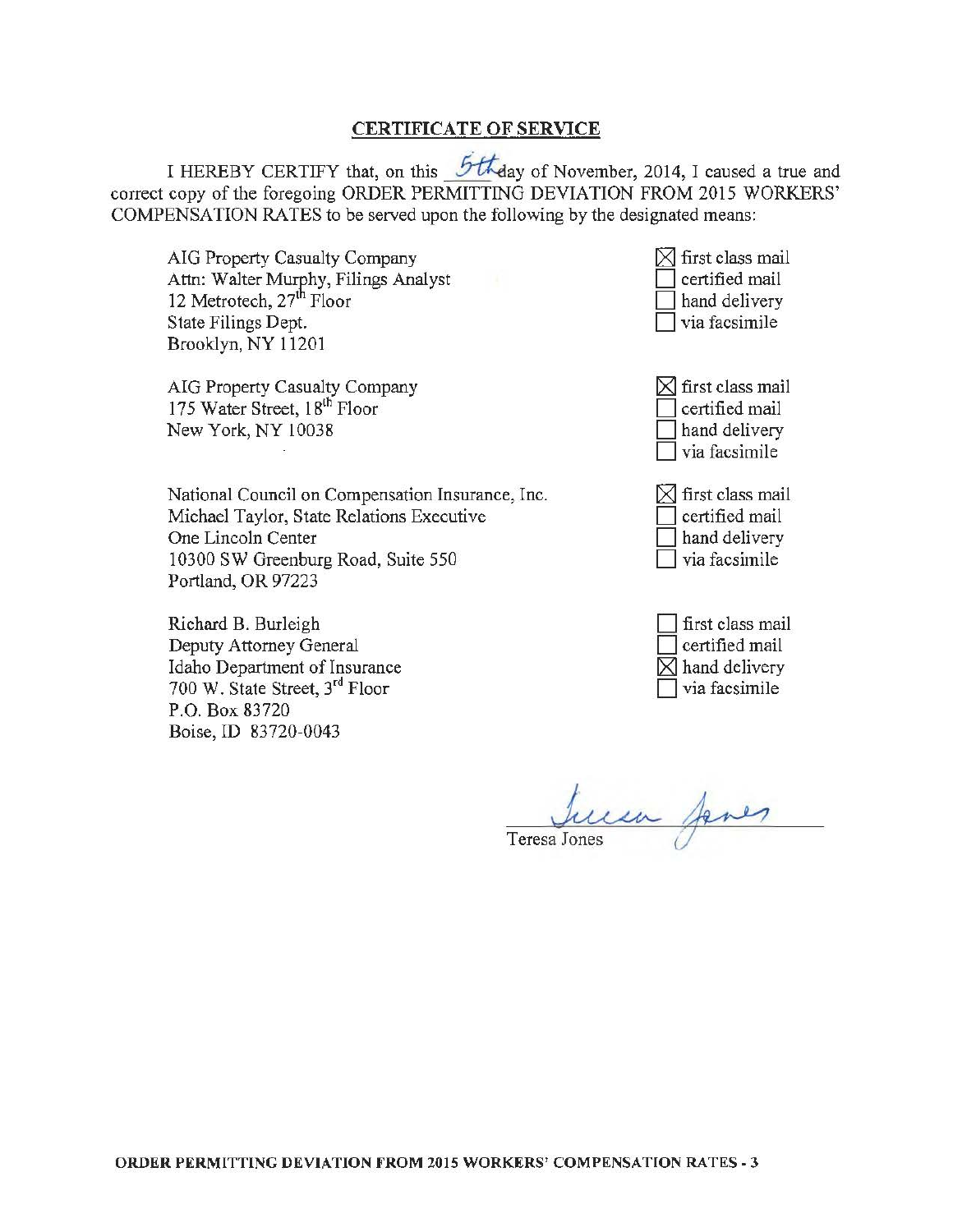## CERTIFICATE OF SERVICE

I HEREBY CERTIFY that, on this 5th day of November, 2014, I caused a true and correct copy of the foregoing ORDER PERMITTING DEVIATION FROM 2015 WORKERS' COMPENSATION RATES to be served upon the following by the designated means:

| | |
|---|---|
| AIG Property Casualty Company<br>Attn: Walter Murphy, Filings Analyst<br>12 Metrotech, 27th Floor<br>State Filings Dept.<br>Brooklyn, NY 11201 | ☒ first class mail<br>☐ certified mail<br>☐ hand delivery<br>☐ via facsimile |
| AIG Property Casualty Company<br>175 Water Street, 18th Floor<br>New York, NY 10038 | ☒ first class mail<br>☐ certified mail<br>☐ hand delivery<br>☐ via facsimile |
| National Council on Compensation Insurance, Inc.<br>Michael Taylor, State Relations Executive<br>One Lincoln Center<br>10300 SW Greenburg Road, Suite 550<br>Portland, OR 97223 | ☒ first class mail<br>☐ certified mail<br>☐ hand delivery<br>☐ via facsimile |
| Richard B. Burleigh<br>Deputy Attorney General<br>Idaho Department of Insurance<br>700 W. State Street, 3rd Floor<br>P.O. Box 83720<br>Boise, ID 83720-0043 | ☐ first class mail<br>☐ certified mail<br>☒ hand delivery<br>☐ via facsimile |

Teresa Jones